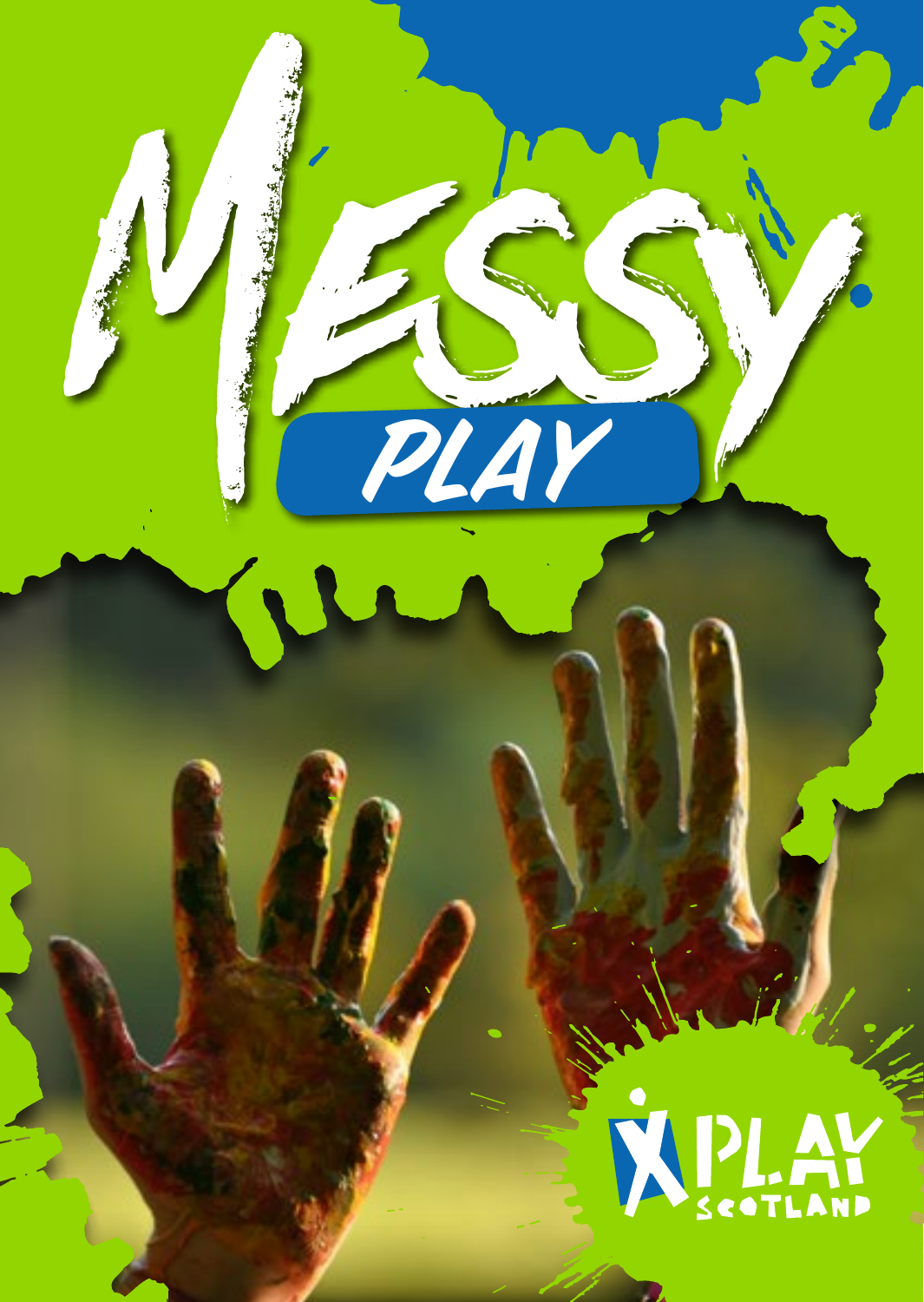# MESSY PLAY

PLAY SCOTLAND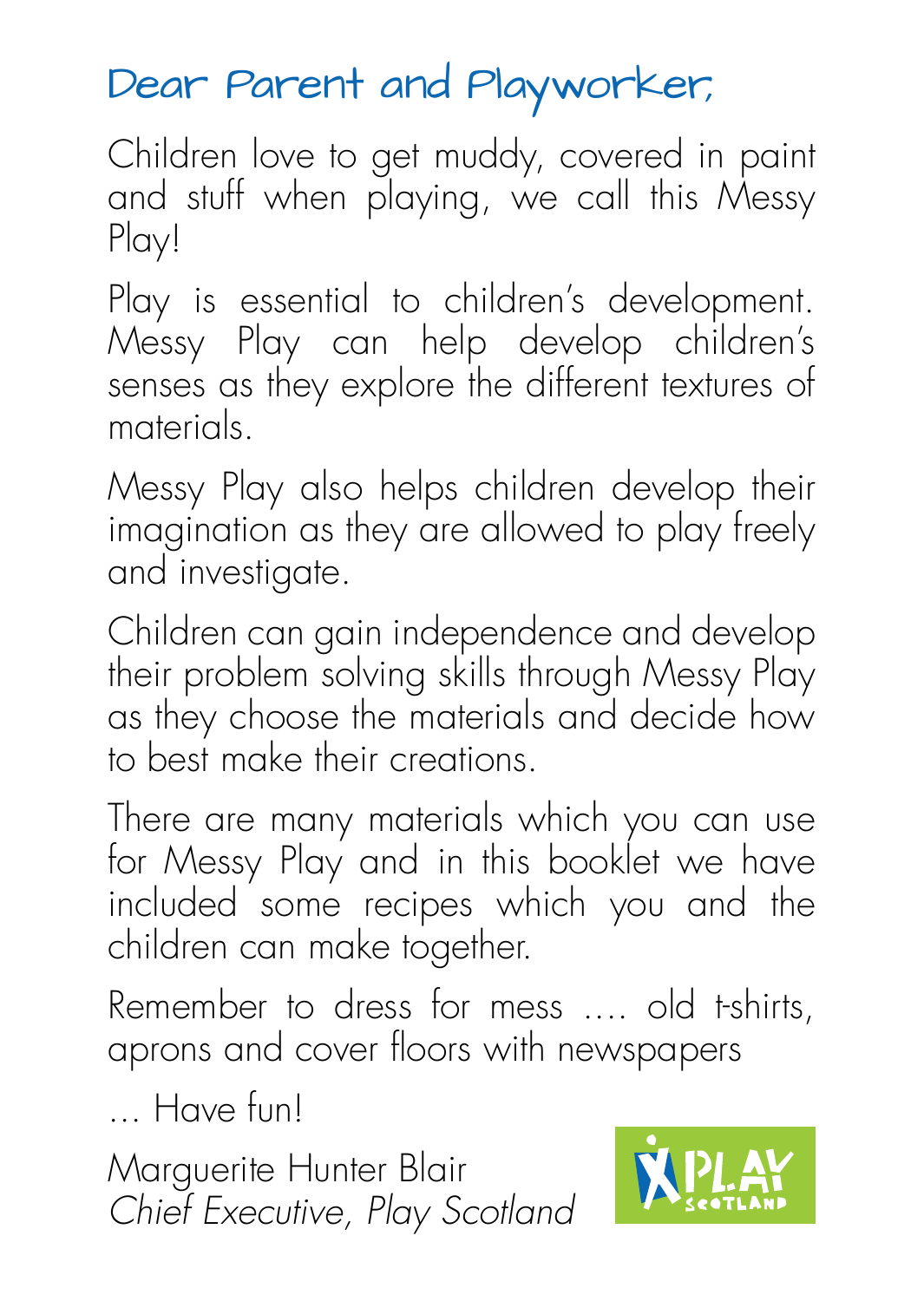# Dear Parent and Playworker,

Children love to get muddy, covered in paint and stuff when playing, we call this Messy Play!

Play is essential to children's development. Messy Play can help develop children's senses as they explore the different textures of materials.

Messy Play also helps children develop their imagination as they are allowed to play freely and investigate.

Children can gain independence and develop their problem solving skills through Messy Play as they choose the materials and decide how to best make their creations.

There are many materials which you can use for Messy Play and in this booklet we have included some recipes which you and the children can make together.

Remember to dress for mess .... old t-shirts, aprons and cover floors with newspapers

... Have fun!

Marguerite Hunter Blair
*Chief Executive, Play Scotland*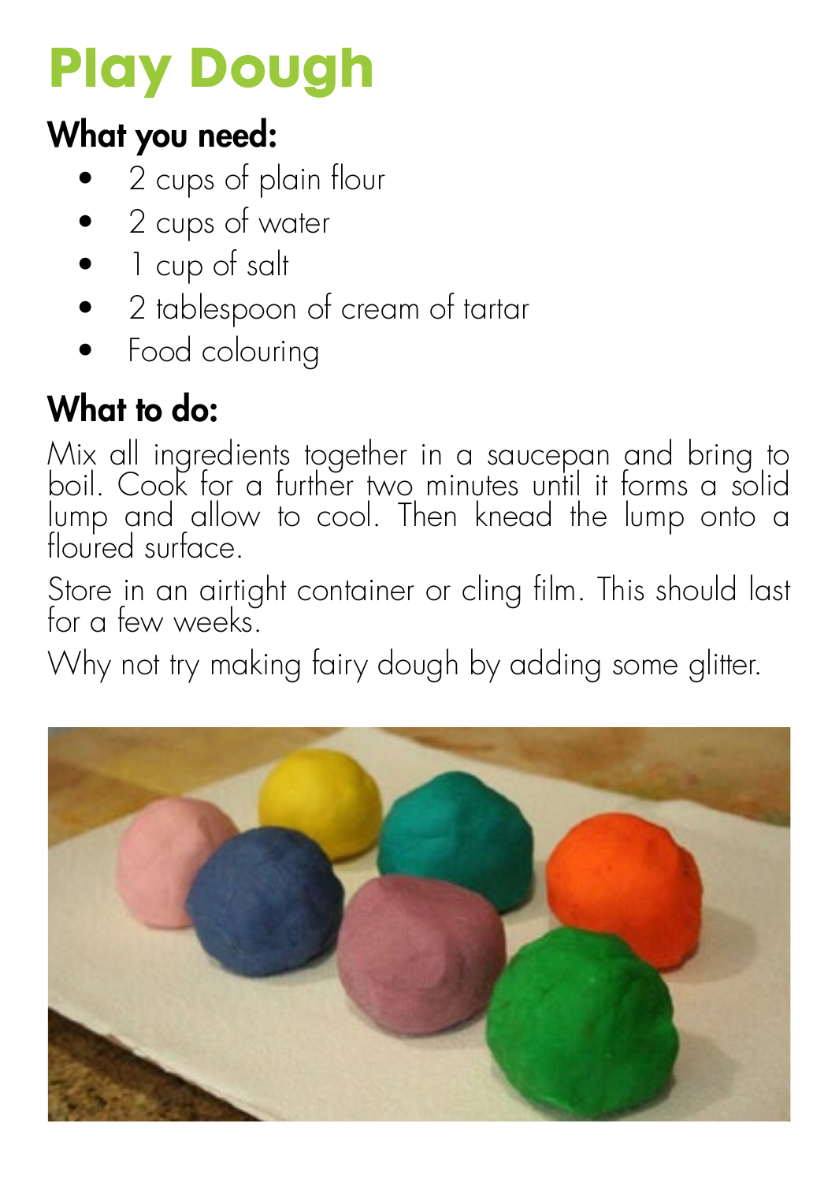# Play Dough

## What you need:

- 2 cups of plain flour
- 2 cups of water
- 1 cup of salt
- 2 tablespoon of cream of tartar
- Food colouring

## What to do:

Mix all ingredients together in a saucepan and bring to boil. Cook for a further two minutes until it forms a solid lump and allow to cool. Then knead the lump onto a floured surface.

Store in an airtight container or cling film. This should last for a few weeks.

Why not try making fairy dough by adding some glitter.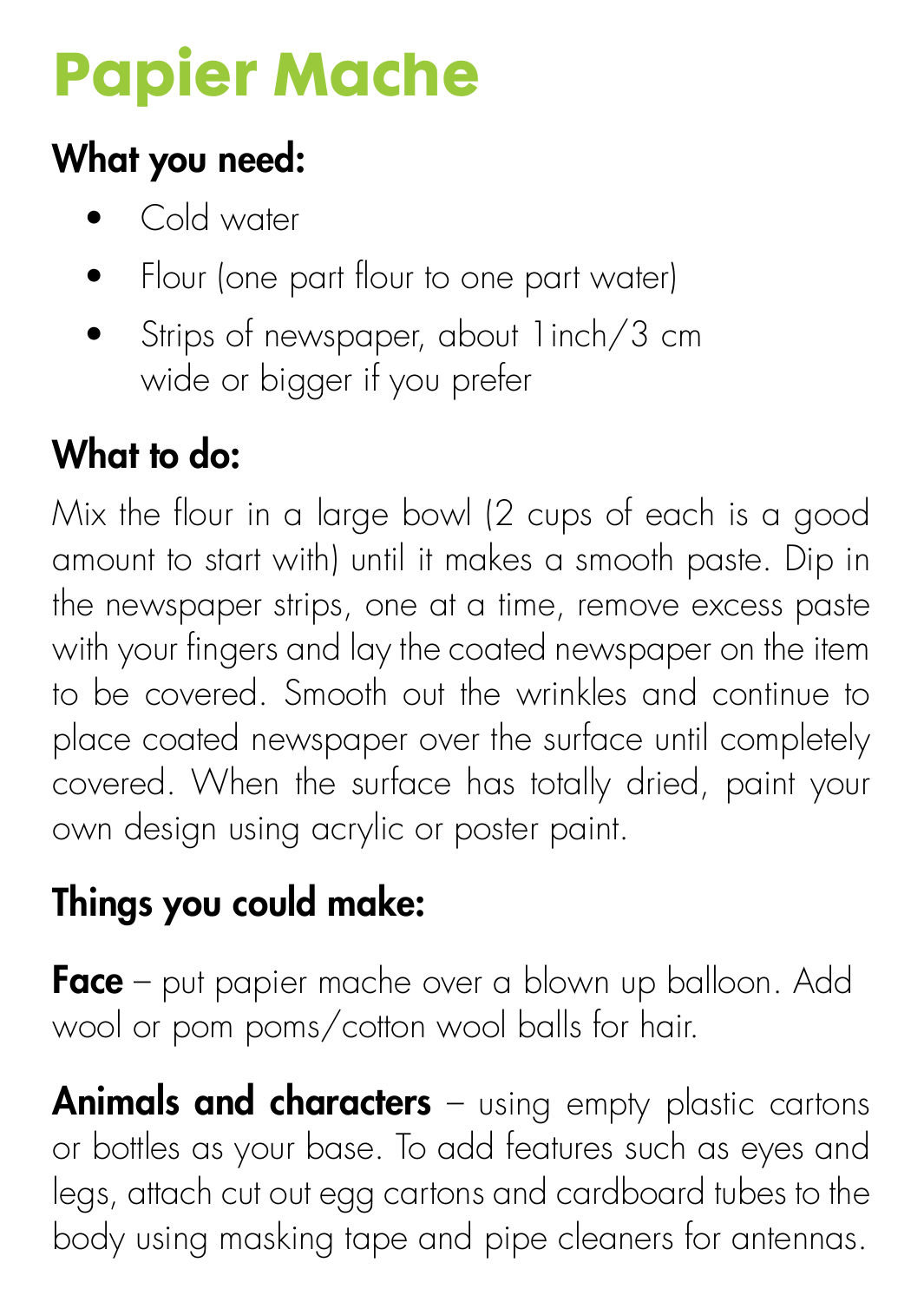# Papier Mache

## What you need:

- Cold water
- Flour (one part flour to one part water)
- Strips of newspaper, about 1inch/3 cm wide or bigger if you prefer

## What to do:

Mix the flour in a large bowl (2 cups of each is a good amount to start with) until it makes a smooth paste. Dip in the newspaper strips, one at a time, remove excess paste with your fingers and lay the coated newspaper on the item to be covered. Smooth out the wrinkles and continue to place coated newspaper over the surface until completely covered. When the surface has totally dried, paint your own design using acrylic or poster paint.

## Things you could make:

**Face** – put papier mache over a blown up balloon. Add wool or pom poms/cotton wool balls for hair.

**Animals and characters** – using empty plastic cartons or bottles as your base. To add features such as eyes and legs, attach cut out egg cartons and cardboard tubes to the body using masking tape and pipe cleaners for antennas.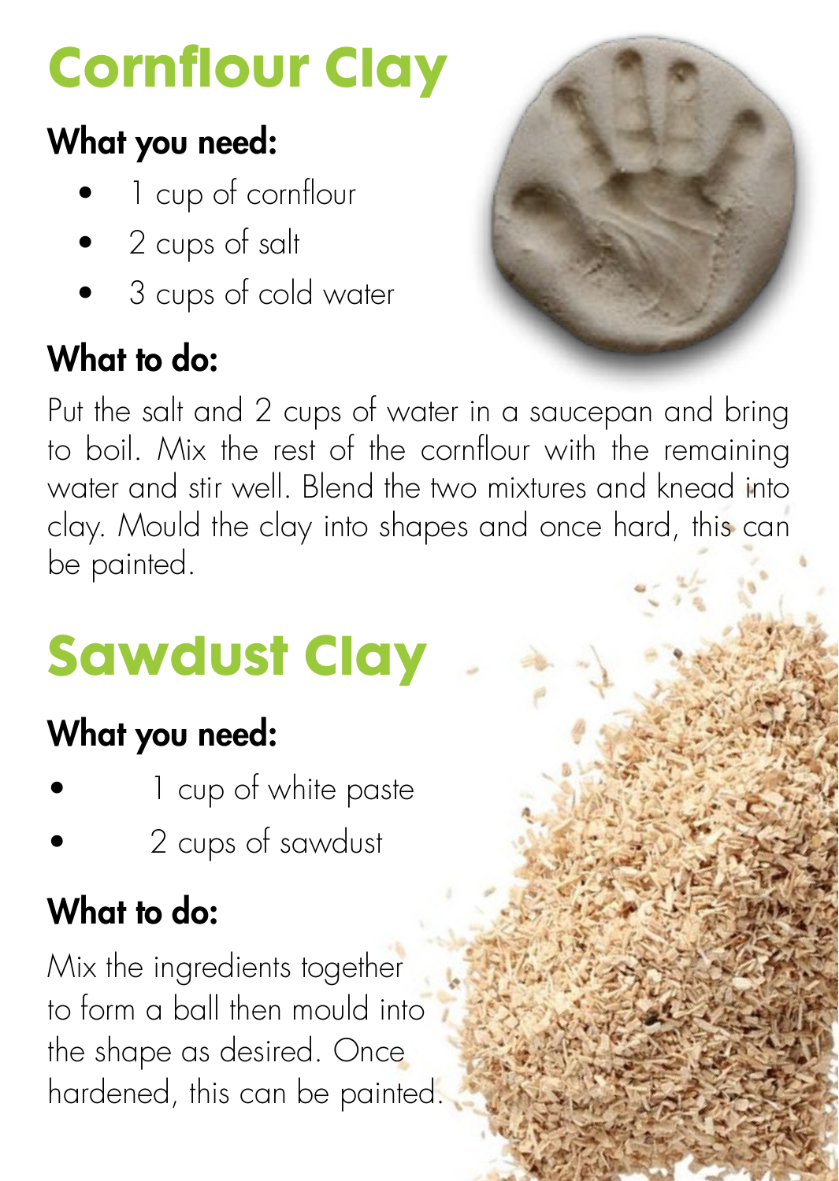# Cornflour Clay

## What you need:

- 1 cup of cornflour
- 2 cups of salt
- 3 cups of cold water

## What to do:

Put the salt and 2 cups of water in a saucepan and bring to boil. Mix the rest of the cornflour with the remaining water and stir well. Blend the two mixtures and knead into clay. Mould the clay into shapes and once hard, this can be painted.

# Sawdust Clay

## What you need:

- 1 cup of white paste
- 2 cups of sawdust

## What to do:

Mix the ingredients together to form a ball then mould into the shape as desired. Once hardened, this can be painted.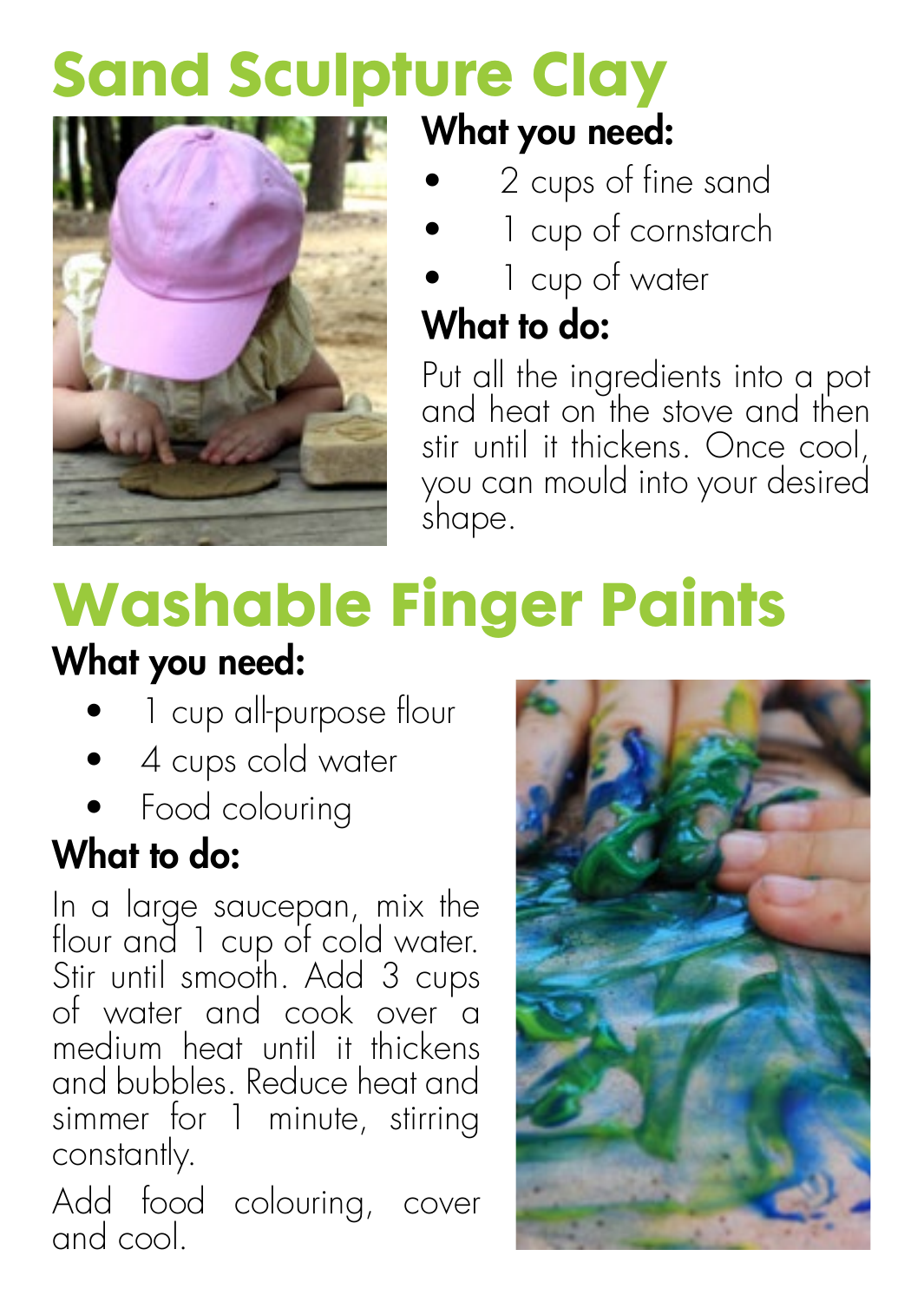# Sand Sculpture Clay

## What you need:

- 2 cups of fine sand
- 1 cup of cornstarch
- 1 cup of water

## What to do:

Put all the ingredients into a pot and heat on the stove and then stir until it thickens. Once cool, you can mould into your desired shape.

# Washable Finger Paints

## What you need:

- 1 cup all-purpose flour
- 4 cups cold water
- Food colouring

## What to do:

In a large saucepan, mix the flour and 1 cup of cold water. Stir until smooth. Add 3 cups of water and cook over a medium heat until it thickens and bubbles. Reduce heat and simmer for 1 minute, stirring constantly.

Add food colouring, cover and cool.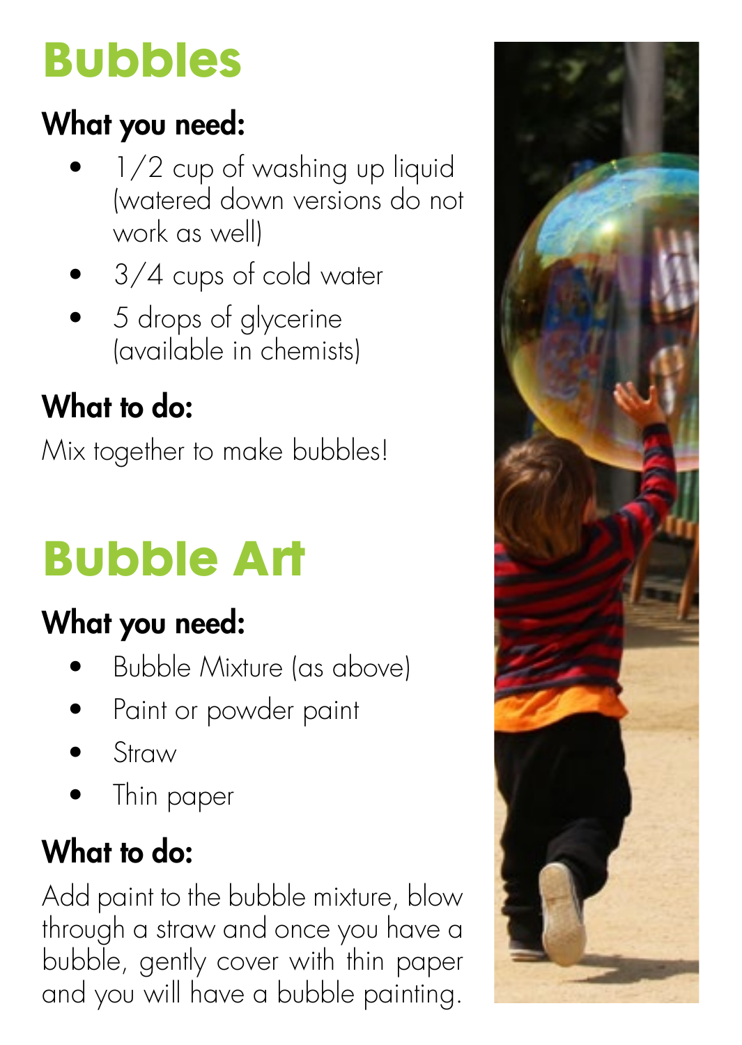# Bubbles

## What you need:

- 1/2 cup of washing up liquid (watered down versions do not work as well)
- 3/4 cups of cold water
- 5 drops of glycerine (available in chemists)

## What to do:

Mix together to make bubbles!

# Bubble Art

## What you need:

- Bubble Mixture (as above)
- Paint or powder paint
- Straw
- Thin paper

## What to do:

Add paint to the bubble mixture, blow through a straw and once you have a bubble, gently cover with thin paper and you will have a bubble painting.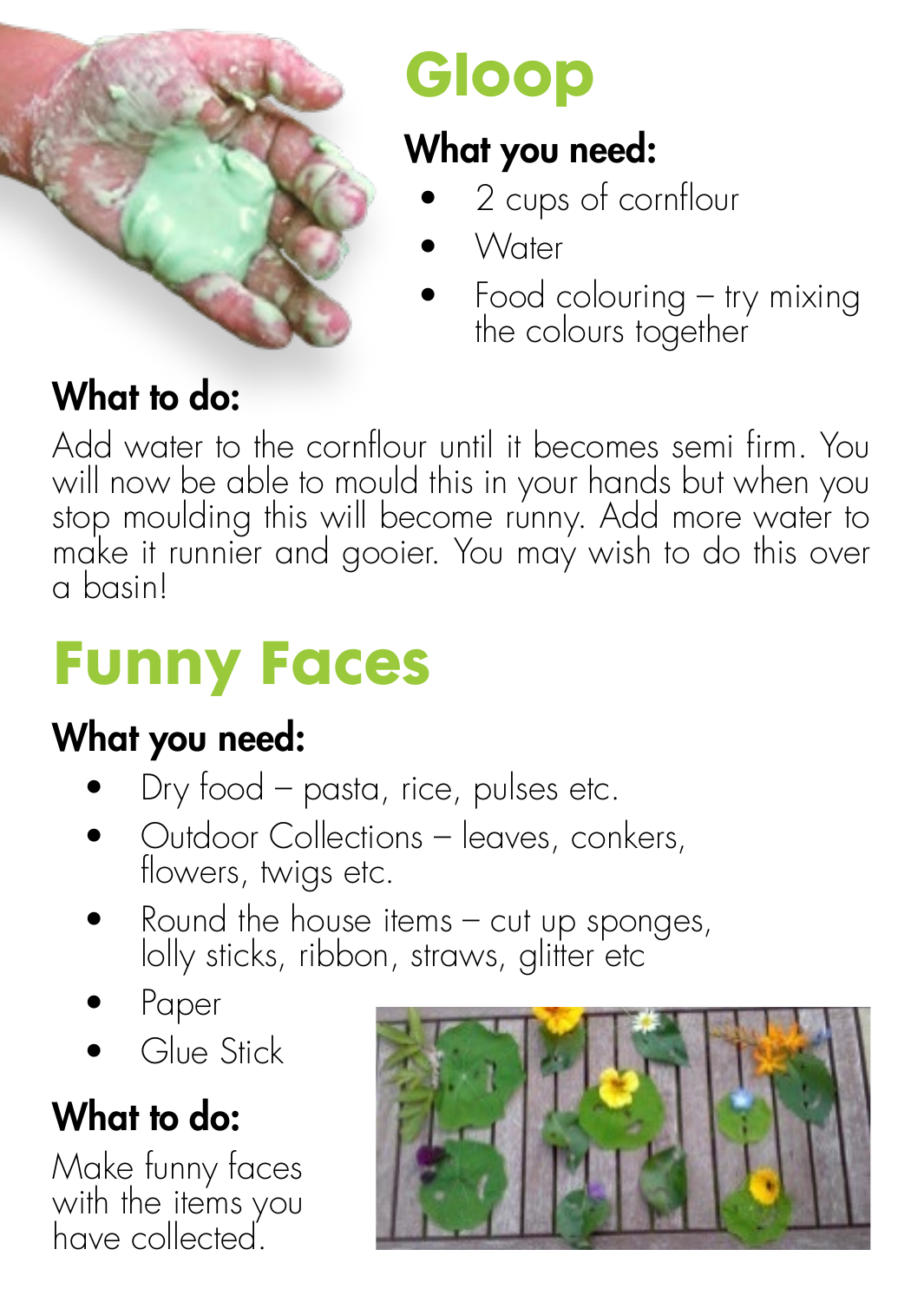# Gloop

## What you need:

- 2 cups of cornflour
- Water
- Food colouring – try mixing the colours together

## What to do:

Add water to the cornflour until it becomes semi firm. You will now be able to mould this in your hands but when you stop moulding this will become runny. Add more water to make it runnier and gooier. You may wish to do this over a basin!

# Funny Faces

## What you need:

- Dry food – pasta, rice, pulses etc.
- Outdoor Collections – leaves, conkers, flowers, twigs etc.
- Round the house items – cut up sponges, lolly sticks, ribbon, straws, glitter etc
- Paper
- Glue Stick

## What to do:

Make funny faces with the items you have collected.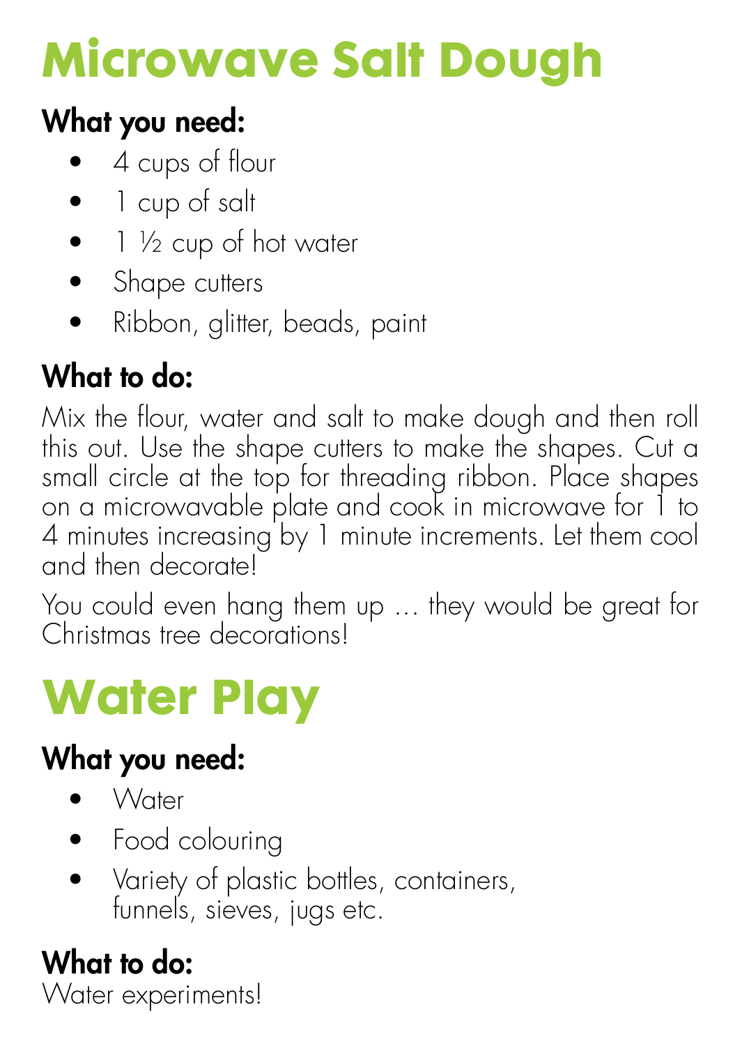# Microwave Salt Dough

### What you need:

- 4 cups of flour
- 1 cup of salt
- 1 ½ cup of hot water
- Shape cutters
- Ribbon, glitter, beads, paint

### What to do:

Mix the flour, water and salt to make dough and then roll this out. Use the shape cutters to make the shapes. Cut a small circle at the top for threading ribbon. Place shapes on a microwavable plate and cook in microwave for 1 to 4 minutes increasing by 1 minute increments. Let them cool and then decorate!

You could even hang them up … they would be great for Christmas tree decorations!

# Water Play

### What you need:

- Water
- Food colouring
- Variety of plastic bottles, containers, funnels, sieves, jugs etc.

### What to do:

Water experiments!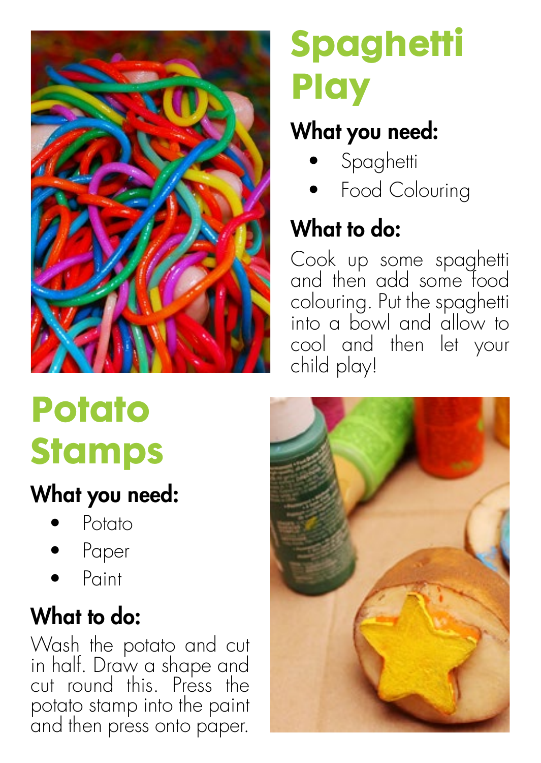# Spaghetti Play

## What you need:

- Spaghetti
- Food Colouring

## What to do:

Cook up some spaghetti and then add some food colouring. Put the spaghetti into a bowl and allow to cool and then let your child play!

# Potato Stamps

## What you need:

- Potato
- Paper
- Paint

## What to do:

Wash the potato and cut in half. Draw a shape and cut round this. Press the potato stamp into the paint and then press onto paper.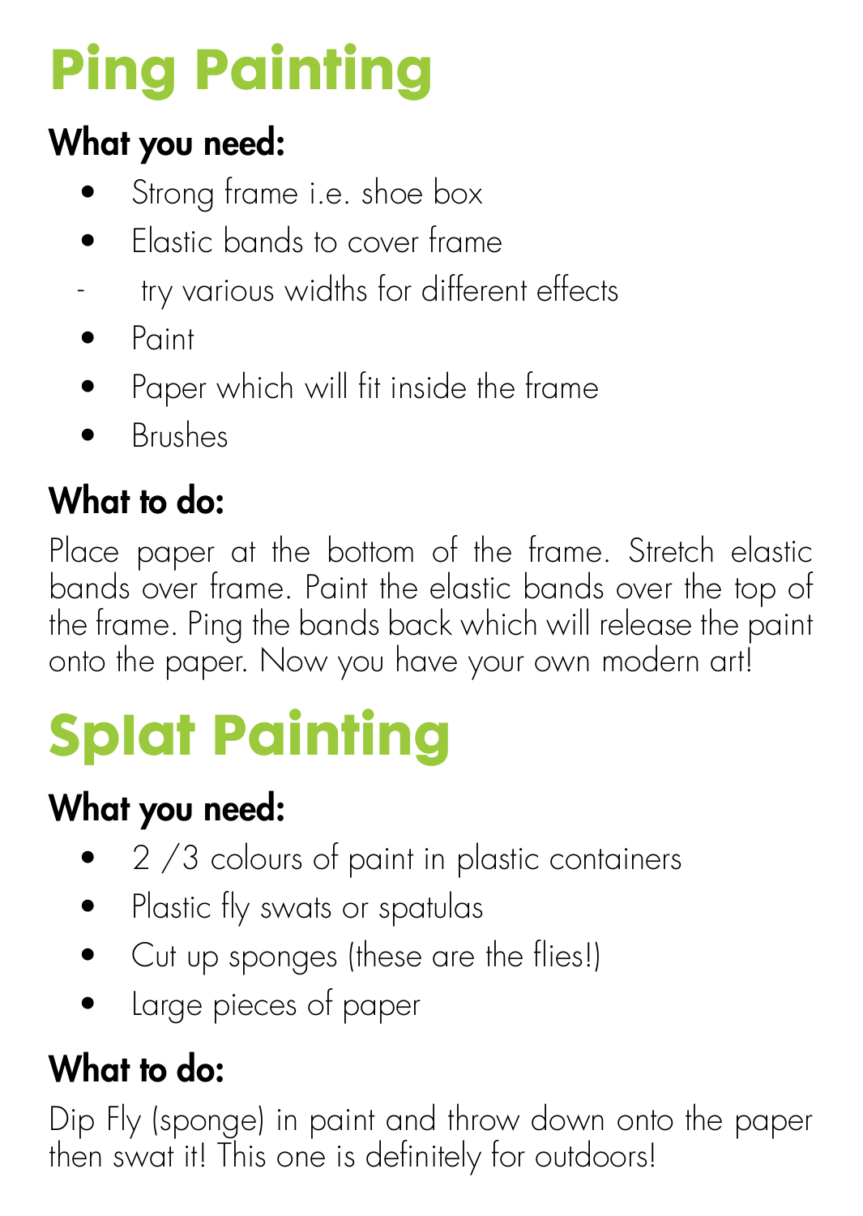# Ping Painting

### What you need:

- Strong frame i.e. shoe box
- Elastic bands to cover frame
  - try various widths for different effects
- Paint
- Paper which will fit inside the frame
- Brushes

### What to do:

Place paper at the bottom of the frame. Stretch elastic bands over frame. Paint the elastic bands over the top of the frame. Ping the bands back which will release the paint onto the paper. Now you have your own modern art!

# Splat Painting

### What you need:

- 2 /3 colours of paint in plastic containers
- Plastic fly swats or spatulas
- Cut up sponges (these are the flies!)
- Large pieces of paper

### What to do:

Dip Fly (sponge) in paint and throw down onto the paper then swat it! This one is definitely for outdoors!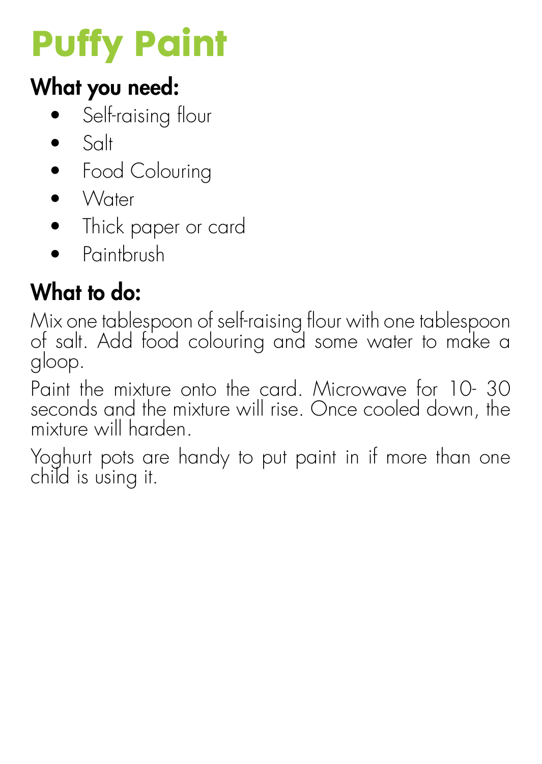# Puffy Paint

## What you need:

- Self-raising flour
- Salt
- Food Colouring
- Water
- Thick paper or card
- Paintbrush

## What to do:

Mix one tablespoon of self-raising flour with one tablespoon of salt. Add food colouring and some water to make a gloop.

Paint the mixture onto the card. Microwave for 10- 30 seconds and the mixture will rise. Once cooled down, the mixture will harden.

Yoghurt pots are handy to put paint in if more than one child is using it.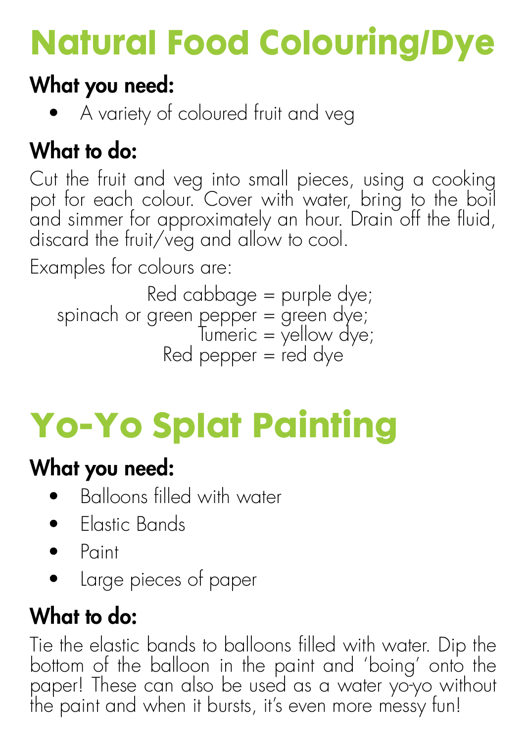# Natural Food Colouring/Dye

## What you need:

- A variety of coloured fruit and veg

## What to do:

Cut the fruit and veg into small pieces, using a cooking pot for each colour. Cover with water, bring to the boil and simmer for approximately an hour. Drain off the fluid, discard the fruit/veg and allow to cool.

Examples for colours are:

Red cabbage = purple dye;
spinach or green pepper = green dye;
Tumeric = yellow dye;
Red pepper = red dye

# Yo-Yo Splat Painting

## What you need:

- Balloons filled with water
- Elastic Bands
- Paint
- Large pieces of paper

## What to do:

Tie the elastic bands to balloons filled with water. Dip the bottom of the balloon in the paint and 'boing' onto the paper! These can also be used as a water yo-yo without the paint and when it bursts, it's even more messy fun!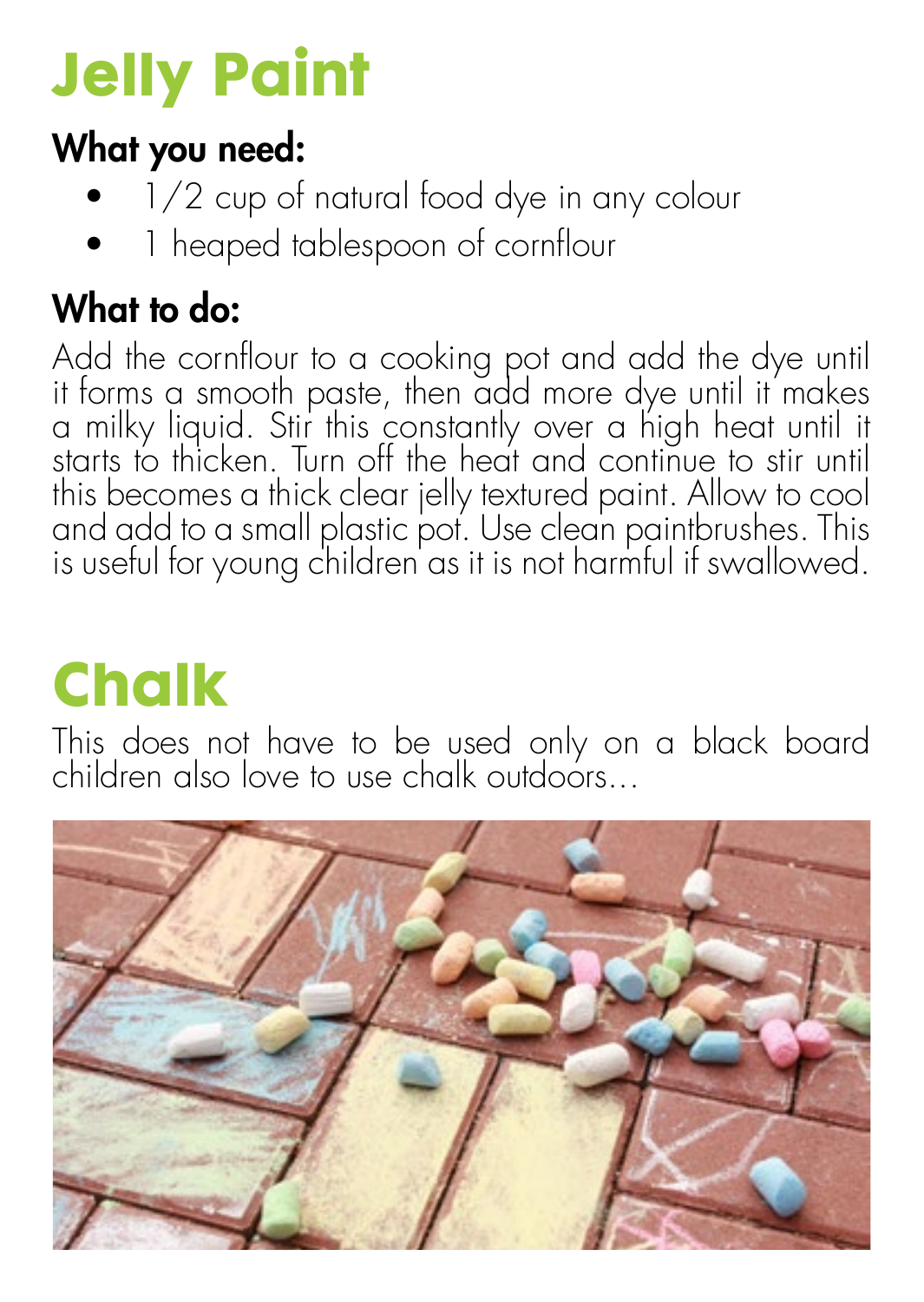# Jelly Paint

## What you need:

- 1/2 cup of natural food dye in any colour
- 1 heaped tablespoon of cornflour

## What to do:

Add the cornflour to a cooking pot and add the dye until it forms a smooth paste, then add more dye until it makes a milky liquid. Stir this constantly over a high heat until it starts to thicken. Turn off the heat and continue to stir until this becomes a thick clear jelly textured paint. Allow to cool and add to a small plastic pot. Use clean paintbrushes. This is useful for young children as it is not harmful if swallowed.

# Chalk

This does not have to be used only on a black board children also love to use chalk outdoors...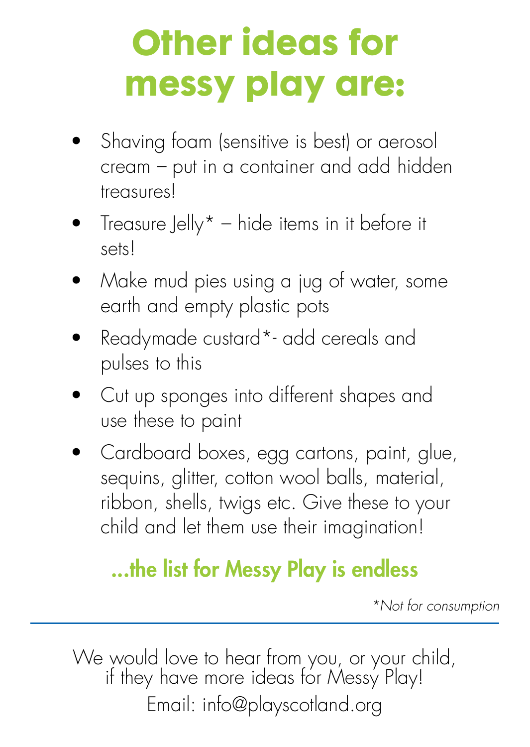# Other ideas for messy play are:

- Shaving foam (sensitive is best) or aerosol cream – put in a container and add hidden treasures!
- Treasure Jelly* – hide items in it before it sets!
- Make mud pies using a jug of water, some earth and empty plastic pots
- Readymade custard*- add cereals and pulses to this
- Cut up sponges into different shapes and use these to paint
- Cardboard boxes, egg cartons, paint, glue, sequins, glitter, cotton wool balls, material, ribbon, shells, twigs etc. Give these to your child and let them use their imagination!

**...the list for Messy Play is endless**

**Not for consumption*

---

We would love to hear from you, or your child, if they have more ideas for Messy Play!

Email: info@playscotland.org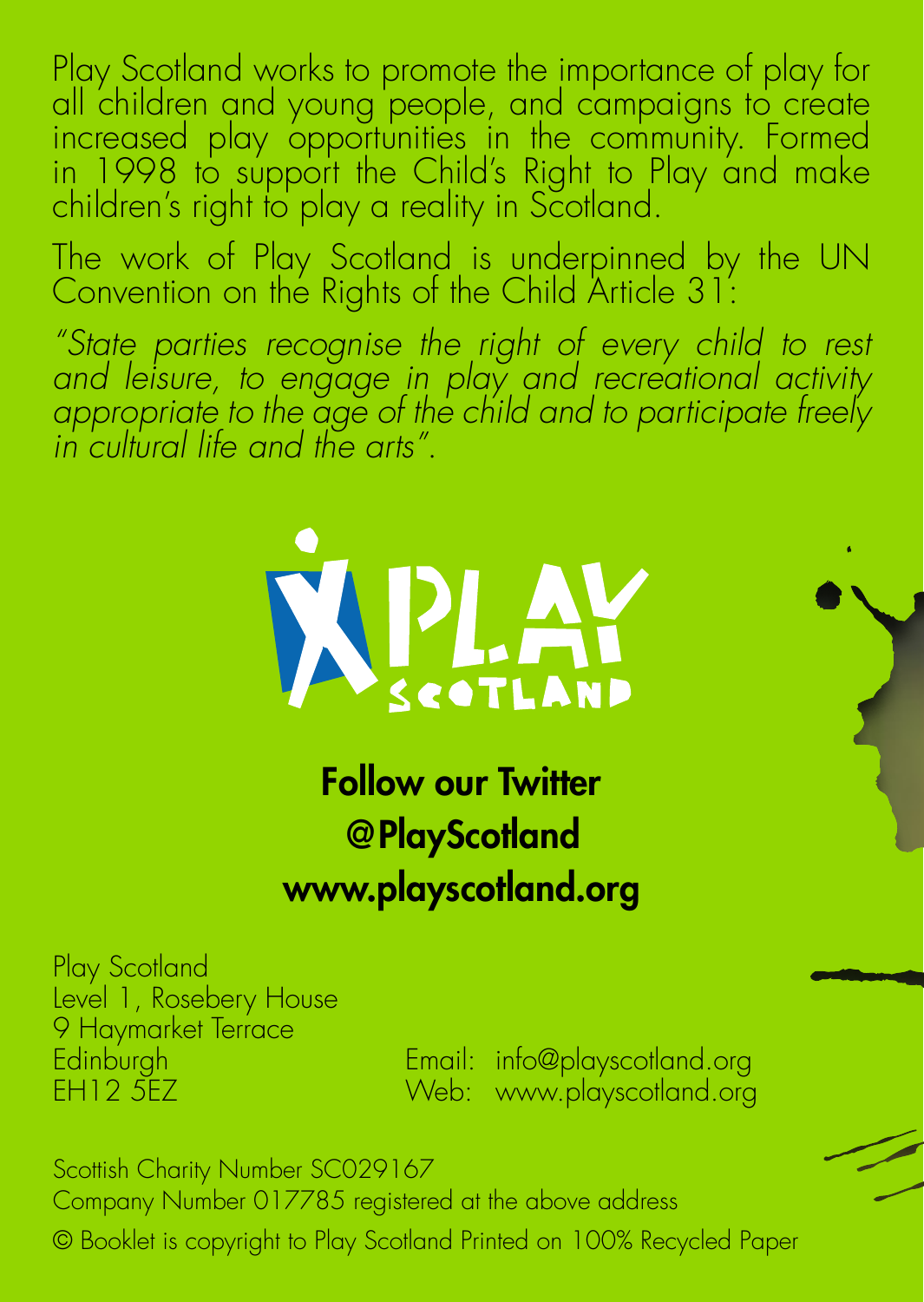Play Scotland works to promote the importance of play for all children and young people, and campaigns to create increased play opportunities in the community. Formed in 1998 to support the Child's Right to Play and make children's right to play a reality in Scotland.

The work of Play Scotland is underpinned by the UN Convention on the Rights of the Child Article 31:

*"State parties recognise the right of every child to rest and leisure, to engage in play and recreational activity appropriate to the age of the child and to participate freely in cultural life and the arts".*

PLAY SCOTLAND

**Follow our Twitter**
**@PlayScotland**
**www.playscotland.org**

Play Scotland
Level 1, Rosebery House
9 Haymarket Terrace
Edinburgh
EH12 5EZ

Email: info@playscotland.org
Web: www.playscotland.org

Scottish Charity Number SC029167
Company Number 017785 registered at the above address

© Booklet is copyright to Play Scotland Printed on 100% Recycled Paper